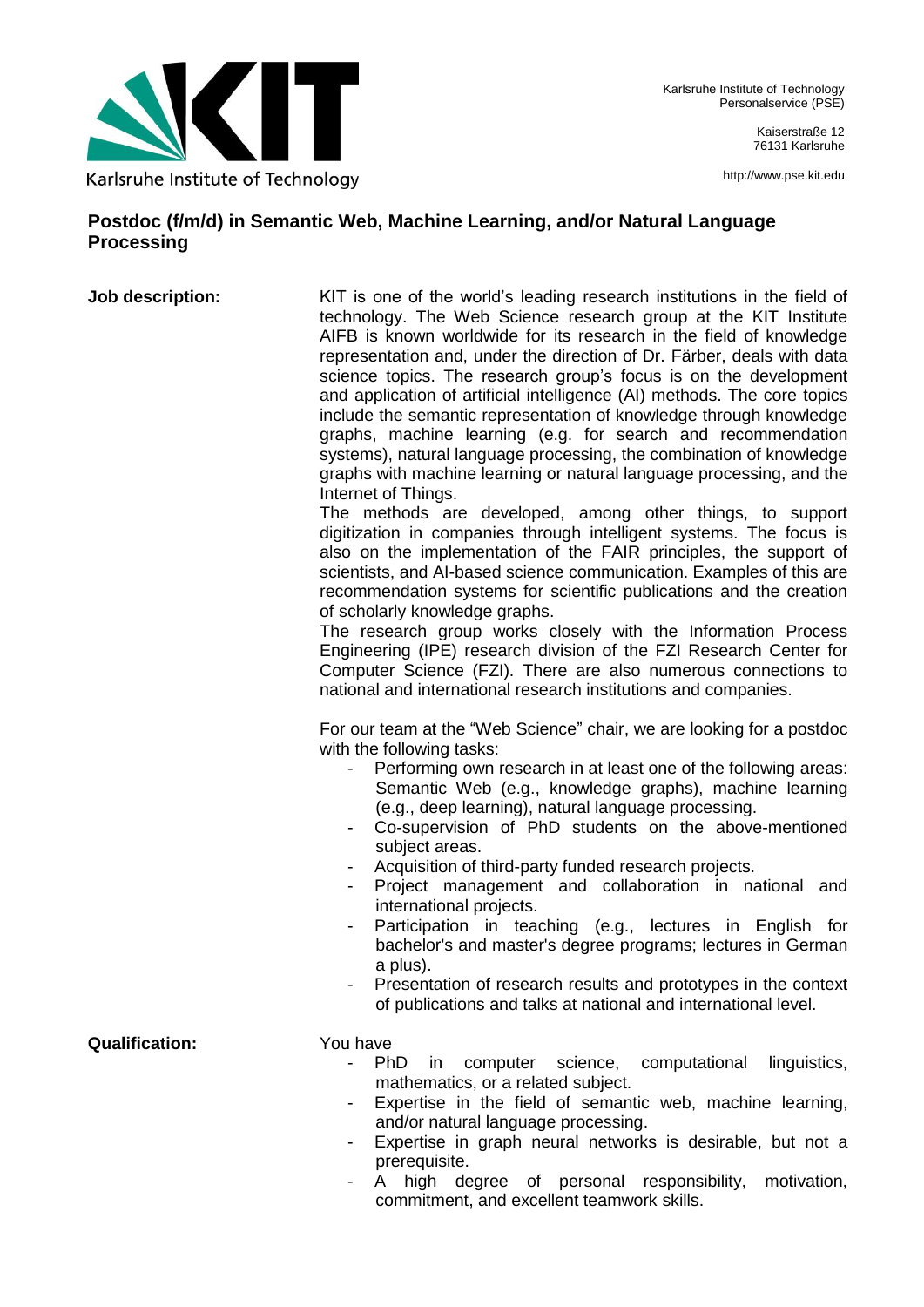Karlsruhe Institute of Technology
Personalservice (PSE)

Kaiserstraße 12
76131 Karlsruhe

http://www.pse.kit.edu

## Postdoc (f/m/d) in Semantic Web, Machine Learning, and/or Natural Language Processing

**Job description:**

KIT is one of the world's leading research institutions in the field of technology. The Web Science research group at the KIT Institute AIFB is known worldwide for its research in the field of knowledge representation and, under the direction of Dr. Färber, deals with data science topics. The research group's focus is on the development and application of artificial intelligence (AI) methods. The core topics include the semantic representation of knowledge through knowledge graphs, machine learning (e.g. for search and recommendation systems), natural language processing, the combination of knowledge graphs with machine learning or natural language processing, and the Internet of Things.

The methods are developed, among other things, to support digitization in companies through intelligent systems. The focus is also on the implementation of the FAIR principles, the support of scientists, and AI-based science communication. Examples of this are recommendation systems for scientific publications and the creation of scholarly knowledge graphs.

The research group works closely with the Information Process Engineering (IPE) research division of the FZI Research Center for Computer Science (FZI). There are also numerous connections to national and international research institutions and companies.

For our team at the "Web Science" chair, we are looking for a postdoc with the following tasks:

- Performing own research in at least one of the following areas: Semantic Web (e.g., knowledge graphs), machine learning (e.g., deep learning), natural language processing.
- Co-supervision of PhD students on the above-mentioned subject areas.
- Acquisition of third-party funded research projects.
- Project management and collaboration in national and international projects.
- Participation in teaching (e.g., lectures in English for bachelor's and master's degree programs; lectures in German a plus).
- Presentation of research results and prototypes in the context of publications and talks at national and international level.

**Qualification:**

You have

- PhD in computer science, computational linguistics, mathematics, or a related subject.
- Expertise in the field of semantic web, machine learning, and/or natural language processing.
- Expertise in graph neural networks is desirable, but not a prerequisite.
- A high degree of personal responsibility, motivation, commitment, and excellent teamwork skills.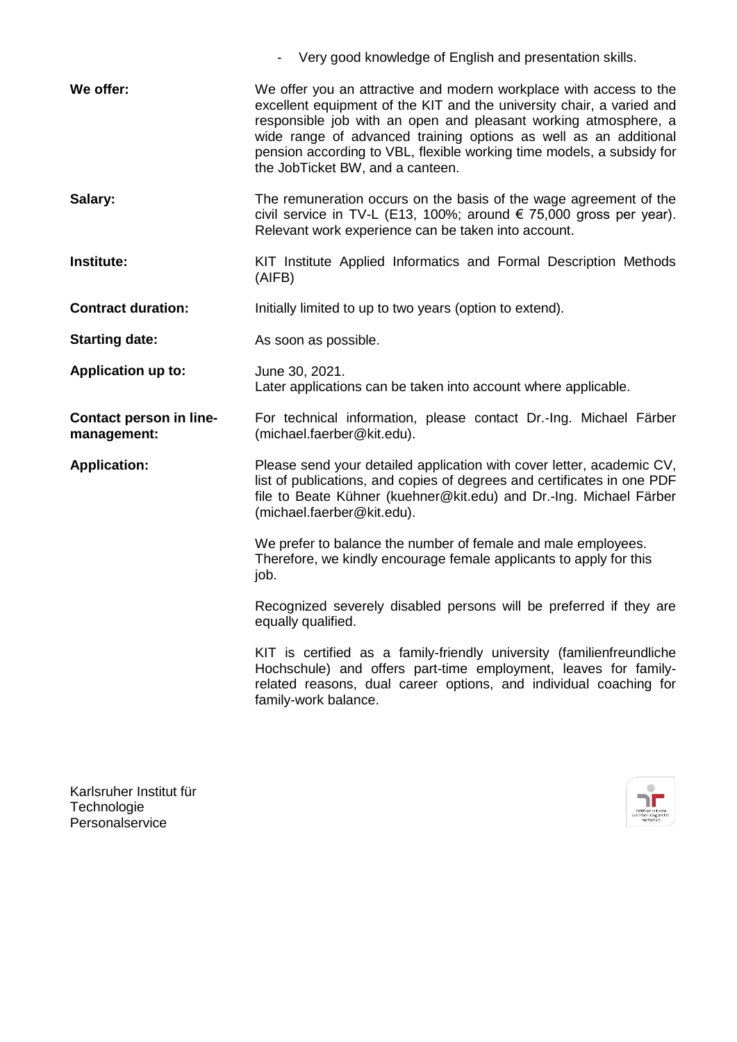- Very good knowledge of English and presentation skills.

**We offer:** We offer you an attractive and modern workplace with access to the excellent equipment of the KIT and the university chair, a varied and responsible job with an open and pleasant working atmosphere, a wide range of advanced training options as well as an additional pension according to VBL, flexible working time models, a subsidy for the JobTicket BW, and a canteen.

**Salary:** The remuneration occurs on the basis of the wage agreement of the civil service in TV-L (E13, 100%; around € 75,000 gross per year). Relevant work experience can be taken into account.

**Institute:** KIT Institute Applied Informatics and Formal Description Methods (AIFB)

**Contract duration:** Initially limited to up to two years (option to extend).

**Starting date:** As soon as possible.

**Application up to:** June 30, 2021.
Later applications can be taken into account where applicable.

**Contact person in line-management:** For technical information, please contact Dr.-Ing. Michael Färber (michael.faerber@kit.edu).

**Application:** Please send your detailed application with cover letter, academic CV, list of publications, and copies of degrees and certificates in one PDF file to Beate Kühner (kuehner@kit.edu) and Dr.-Ing. Michael Färber (michael.faerber@kit.edu).

We prefer to balance the number of female and male employees. Therefore, we kindly encourage female applicants to apply for this job.

Recognized severely disabled persons will be preferred if they are equally qualified.

KIT is certified as a family-friendly university (familienfreundliche Hochschule) and offers part-time employment, leaves for family-related reasons, dual career options, and individual coaching for family-work balance.

Karlsruher Institut für Technologie
Personalservice